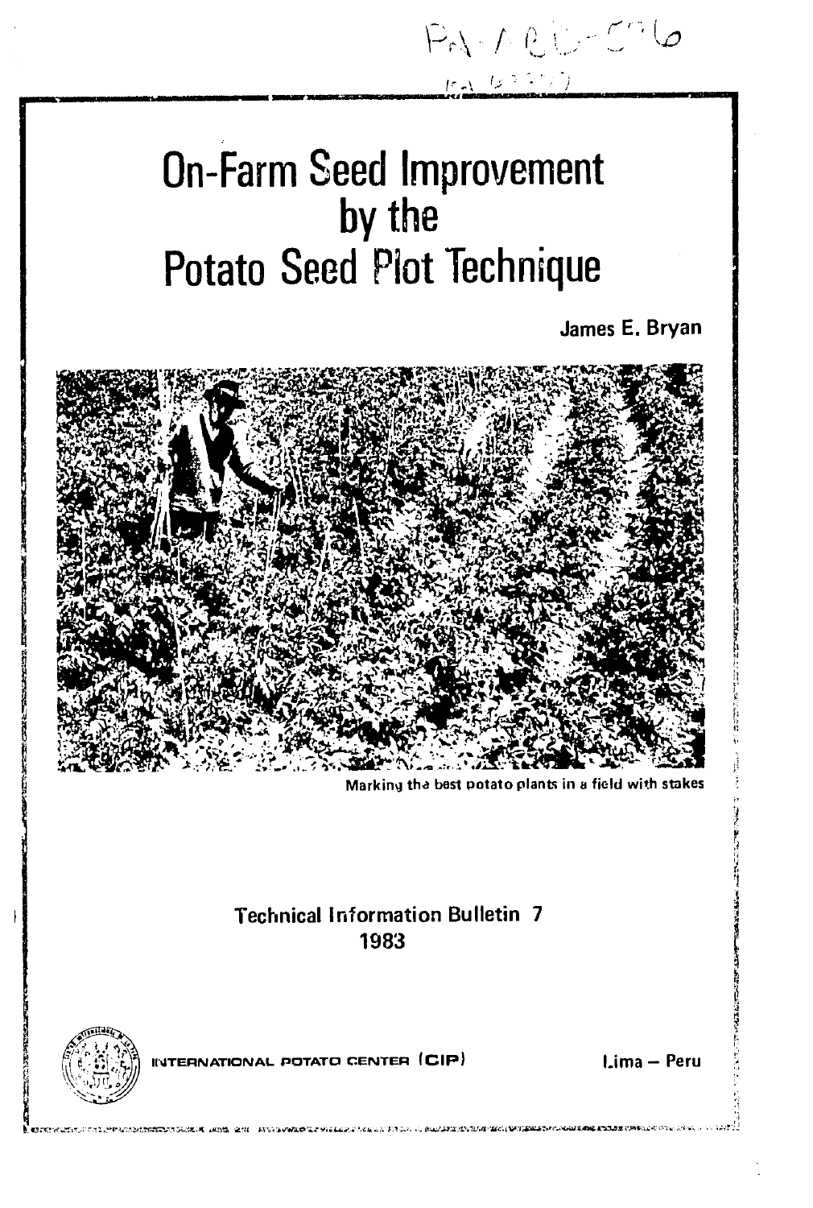# On-Farm Seed Improvement by the Potato Seed Plot Technique

James E. Bryan

Marking the best potato plants in a field with stakes

Technical Information Bulletin 7
1983

INTERNATIONAL POTATO CENTER (CIP)

Lima – Peru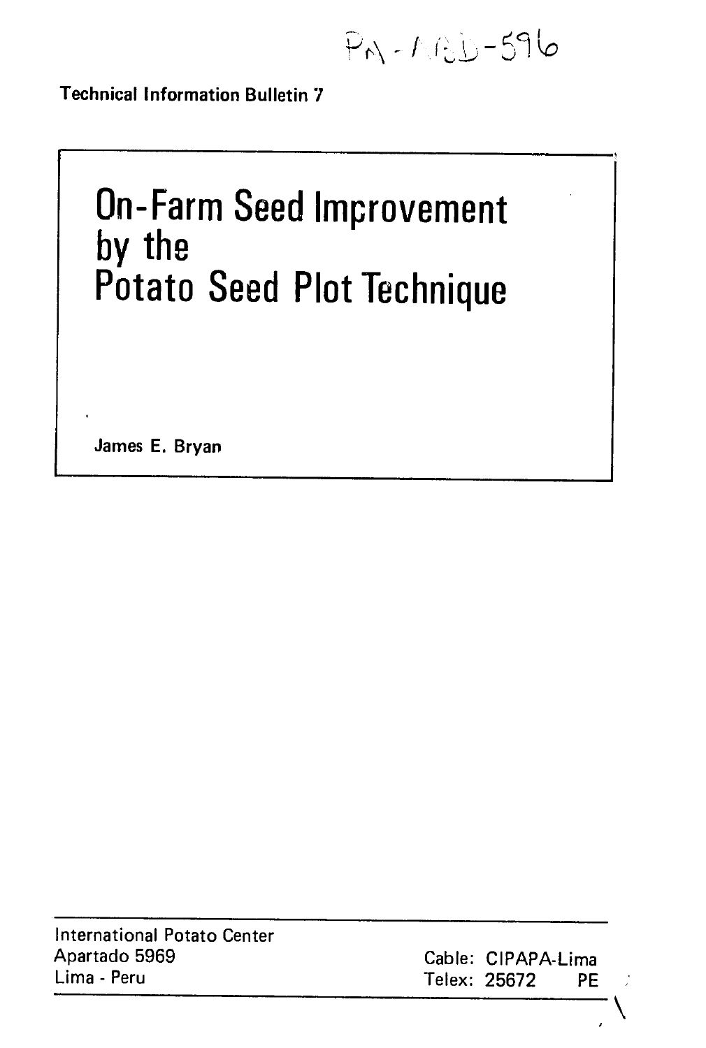PN-ABD-596

Technical Information Bulletin 7

# On-Farm Seed Improvement by the Potato Seed Plot Technique

James E. Bryan

International Potato Center
Apartado 5969
Lima - Peru

Cable: CIPAPA-Lima
Telex: 25672 PE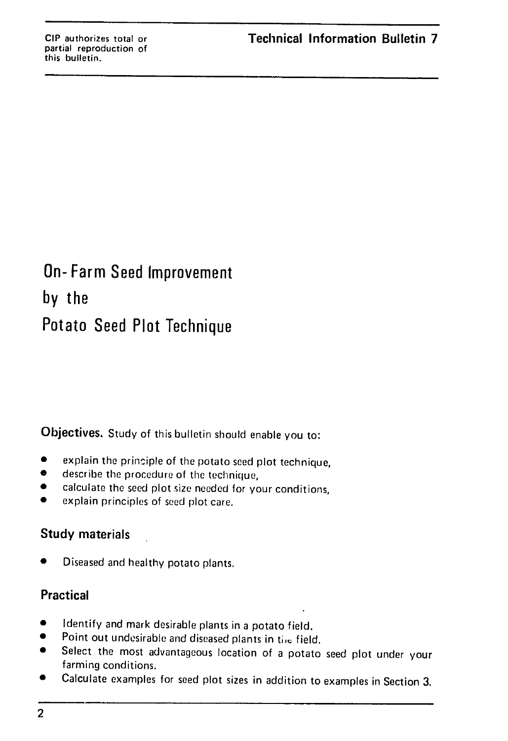CIP authorizes total or partial reproduction of this bulletin.

**Technical Information Bulletin 7**

# On-Farm Seed Improvement by the Potato Seed Plot Technique

**Objectives.** Study of this bulletin should enable you to:

- explain the principle of the potato seed plot technique,
- describe the procedure of the technique,
- calculate the seed plot size needed for your conditions,
- explain principles of seed plot care.

## Study materials

- Diseased and healthy potato plants.

## Practical

- Identify and mark desirable plants in a potato field.
- Point out undesirable and diseased plants in the field.
- Select the most advantageous location of a potato seed plot under your farming conditions.
- Calculate examples for seed plot sizes in addition to examples in Section 3.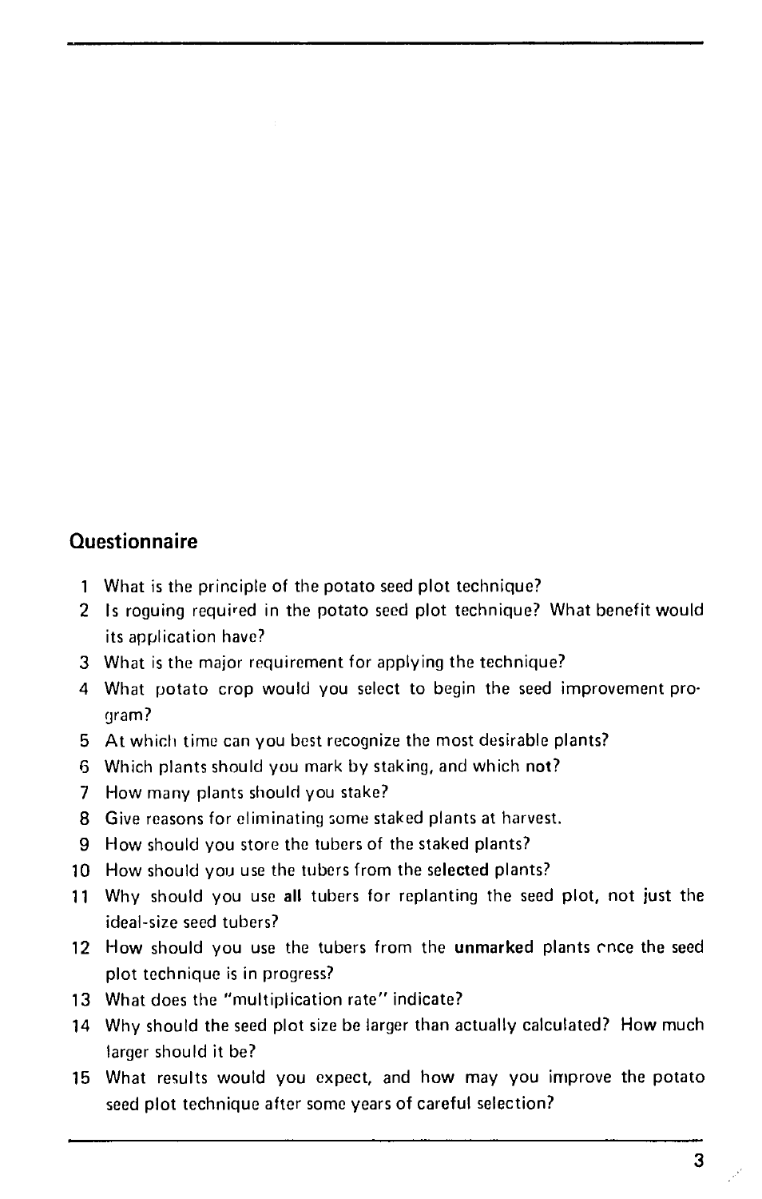## Questionnaire

1. What is the principle of the potato seed plot technique?
2. Is roguing required in the potato seed plot technique? What benefit would its application have?
3. What is the major requirement for applying the technique?
4. What potato crop would you select to begin the seed improvement program?
5. At which time can you best recognize the most desirable plants?
6. Which plants should you mark by staking, and which **not**?
7. How many plants should you stake?
8. Give reasons for eliminating some staked plants at harvest.
9. How should you store the tubers of the staked plants?
10. How should you use the tubers from the **selected** plants?
11. Why should you use **all** tubers for replanting the seed plot, not just the ideal-size seed tubers?
12. How should you use the tubers from the **unmarked** plants once the seed plot technique is in progress?
13. What does the "multiplication rate" indicate?
14. Why should the seed plot size be larger than actually calculated? How much larger should it be?
15. What results would you expect, and how may you improve the potato seed plot technique after some years of careful selection?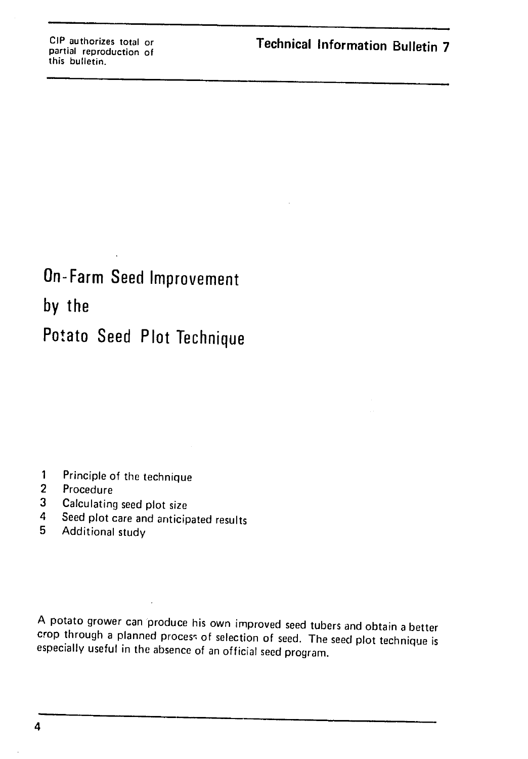CIP authorizes total or partial reproduction of this bulletin.

**Technical Information Bulletin 7**

# On-Farm Seed Improvement by the Potato Seed Plot Technique

1. Principle of the technique
2. Procedure
3. Calculating seed plot size
4. Seed plot care and anticipated results
5. Additional study

A potato grower can produce his own improved seed tubers and obtain a better crop through a planned process of selection of seed. The seed plot technique is especially useful in the absence of an official seed program.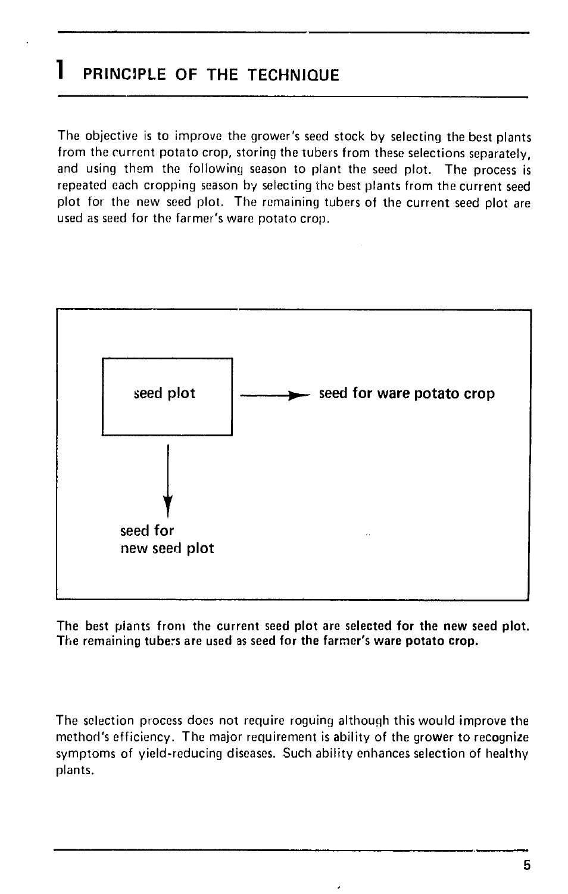# 1 PRINCIPLE OF THE TECHNIQUE

The objective is to improve the grower's seed stock by selecting the best plants from the current potato crop, storing the tubers from these selections separately, and using them the following season to plant the seed plot. The process is repeated each cropping season by selecting the best plants from the current seed plot for the new seed plot. The remaining tubers of the current seed plot are used as seed for the farmer's ware potato crop.

```
seed plot  ──────►  seed for ware potato crop
    │
    ▼
seed for
new seed plot
```

**The best plants from the current seed plot are selected for the new seed plot. The remaining tubers are used as seed for the farmer's ware potato crop.**

The selection process does not require roguing although this would improve the method's efficiency. The major requirement is ability of the grower to recognize symptoms of yield-reducing diseases. Such ability enhances selection of healthy plants.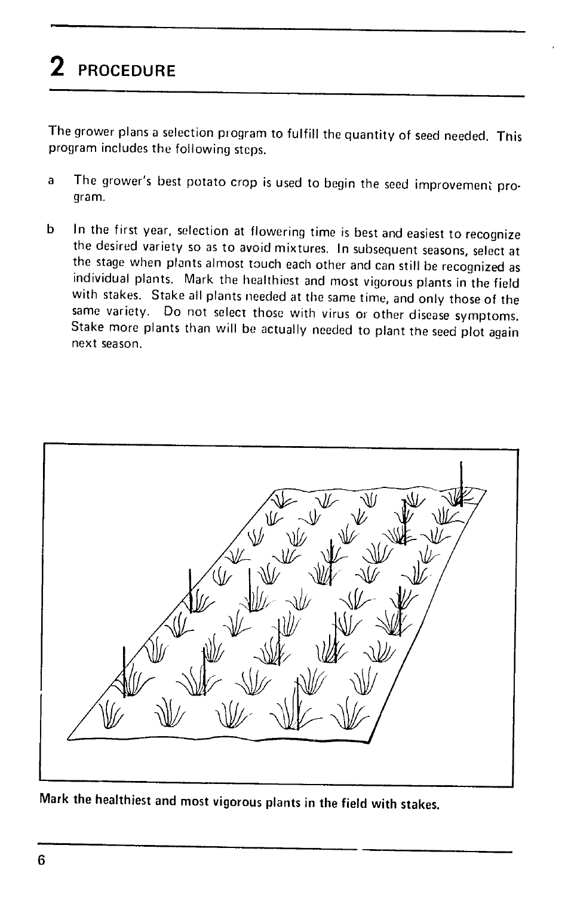# 2 PROCEDURE

The grower plans a selection program to fulfill the quantity of seed needed. This program includes the following steps.

a The grower's best potato crop is used to begin the seed improvement program.

b In the first year, selection at flowering time is best and easiest to recognize the desired variety so as to avoid mixtures. In subsequent seasons, select at the stage when plants almost touch each other and can still be recognized as individual plants. Mark the healthiest and most vigorous plants in the field with stakes. Stake all plants needed at the same time, and only those of the same variety. Do not select those with virus or other disease symptoms. Stake more plants than will be actually needed to plant the seed plot again next season.

**Mark the healthiest and most vigorous plants in the field with stakes.**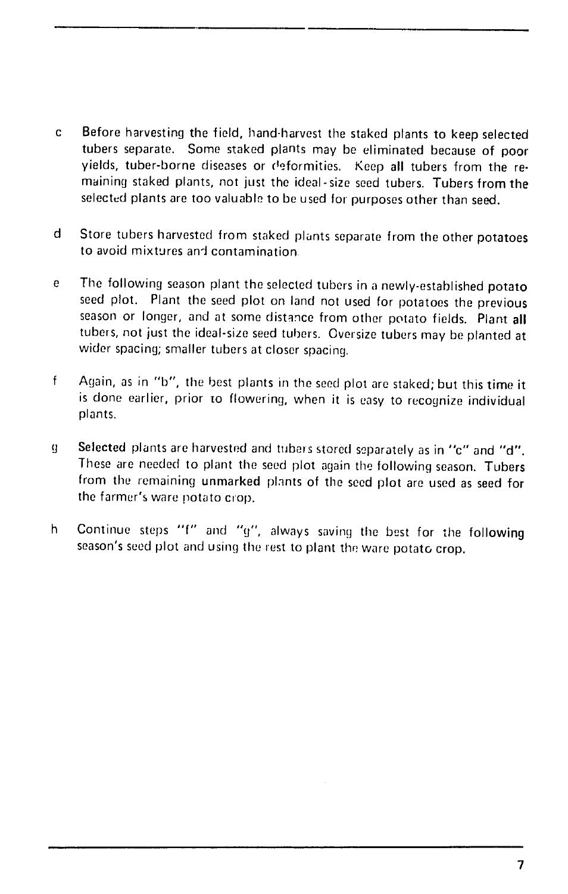c  Before harvesting the field, hand-harvest the staked plants to keep selected tubers separate. Some staked plants may be eliminated because of poor yields, tuber-borne diseases or deformities. Keep **all** tubers from the remaining staked plants, not just the ideal-size seed tubers. Tubers from the selected plants are too valuable to be used for purposes other than seed.

d  Store tubers harvested from staked plants separate from the other potatoes to avoid mixtures and contamination.

e  The following season plant the selected tubers in a newly-established potato seed plot. Plant the seed plot on land not used for potatoes the previous season or longer, and at some distance from other potato fields. Plant **all** tubers, not just the ideal-size seed tubers. Oversize tubers may be planted at wider spacing; smaller tubers at closer spacing.

f  Again, as in "b", the best plants in the seed plot are staked; but this time it is done earlier, prior to flowering, when it is easy to recognize individual plants.

g  **Selected** plants are harvested and tubers stored separately as in "c" and "d". These are needed to plant the seed plot again the following season. Tubers from the remaining **unmarked** plants of the seed plot are used as seed for the farmer's ware potato crop.

h  Continue steps "f" and "g", always saving the best for the following season's seed plot and using the rest to plant the ware potato crop.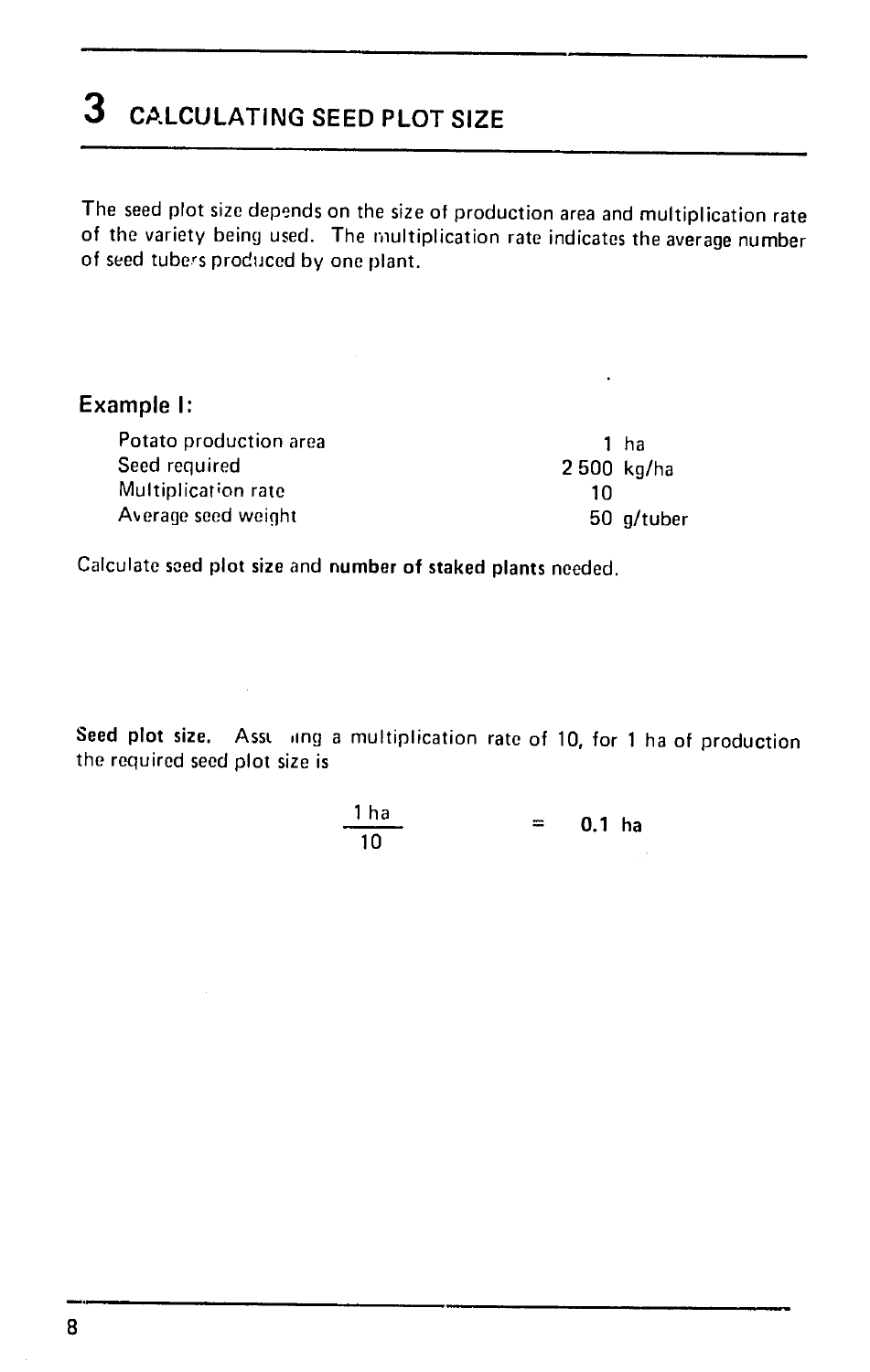# 3 CALCULATING SEED PLOT SIZE

The seed plot size depends on the size of production area and multiplication rate of the variety being used. The multiplication rate indicates the average number of seed tubers produced by one plant.

### Example I:

| | |
|---|---|
| Potato production area | 1 ha |
| Seed required | 2 500 kg/ha |
| Multiplication rate | 10 |
| Average seed weight | 50 g/tuber |

Calculate seed plot size and number of staked plants needed.

**Seed plot size.** Assuming a multiplication rate of 10, for 1 ha of production the required seed plot size is

$$\frac{1 \text{ ha}}{10} = \mathbf{0.1 \text{ ha}}$$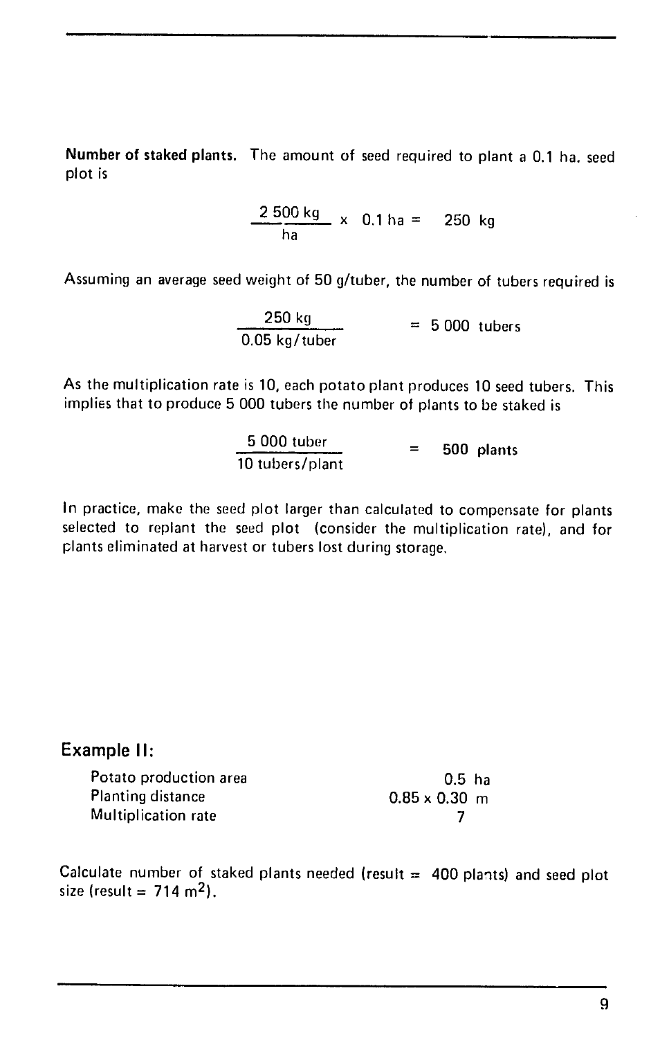**Number of staked plants.** The amount of seed required to plant a 0.1 ha. seed plot is

$$\frac{2\,500 \text{ kg}}{\text{ha}} \times 0.1 \text{ ha} = 250 \text{ kg}$$

Assuming an average seed weight of 50 g/tuber, the number of tubers required is

$$\frac{250 \text{ kg}}{0.05 \text{ kg/tuber}} = 5\,000 \text{ tubers}$$

As the multiplication rate is 10, each potato plant produces 10 seed tubers. This implies that to produce 5 000 tubers the number of plants to be staked is

$$\frac{5\,000 \text{ tuber}}{10 \text{ tubers/plant}} = \mathbf{500 \text{ plants}}$$

In practice, make the seed plot larger than calculated to compensate for plants selected to replant the seed plot (consider the multiplication rate), and for plants eliminated at harvest or tubers lost during storage.

## Example II:

| | |
|---|---|
| Potato production area | 0.5 ha |
| Planting distance | 0.85 x 0.30 m |
| Multiplication rate | 7 |

Calculate number of staked plants needed (result = 400 plants) and seed plot size (result = 714 $m^2$).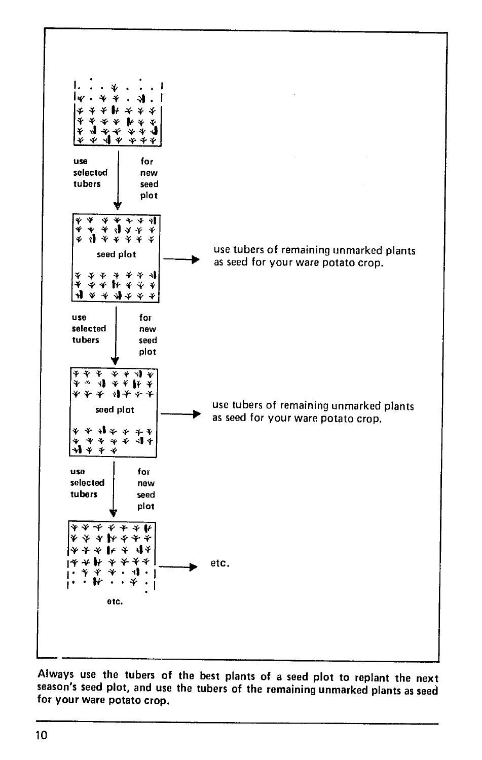use selected tubers for new seed plot

seed plot

use tubers of remaining unmarked plants as seed for your ware potato crop.

use selected tubers for new seed plot

seed plot

use tubers of remaining unmarked plants as seed for your ware potato crop.

use selected tubers for new seed plot

etc.

etc.

Always use the tubers of the best plants of a seed plot to replant the next season's seed plot, and use the tubers of the remaining unmarked plants as seed for your ware potato crop.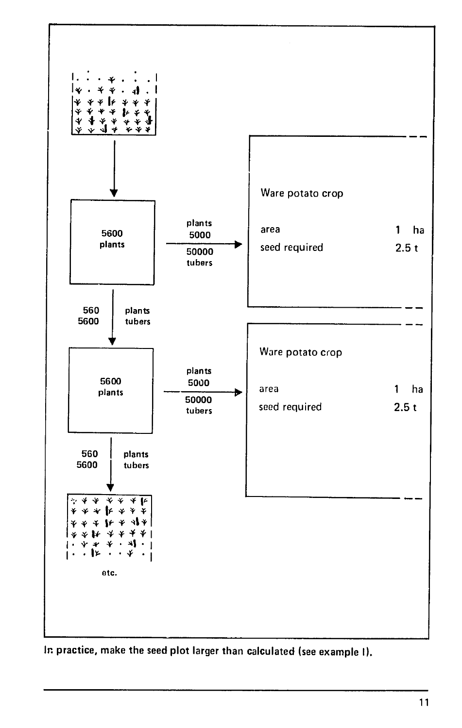5600
plants

plants
5000

50000
tubers

Ware potato crop

area 1 ha

seed required 2.5 t

560 plants
5600 tubers

5600
plants

plants
5000

50000
tubers

Ware potato crop

area 1 ha

seed required 2.5 t

560 plants
5600 tubers

etc.

In practice, make the seed plot larger than calculated (see example I).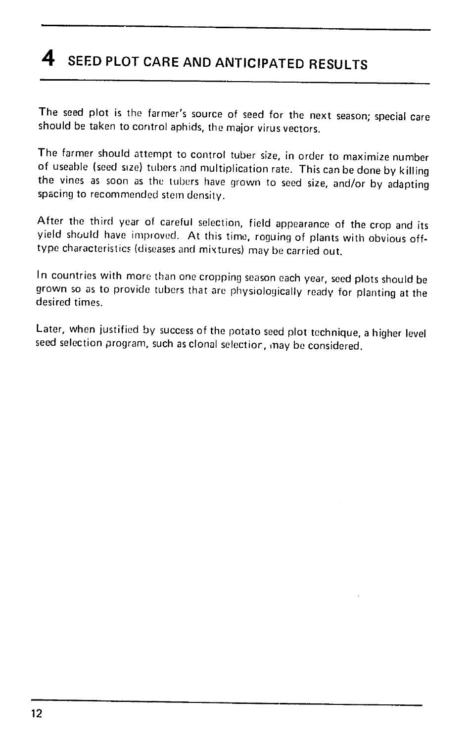# 4 SEED PLOT CARE AND ANTICIPATED RESULTS

The seed plot is the farmer's source of seed for the next season; special care should be taken to control aphids, the major virus vectors.

The farmer should attempt to control tuber size, in order to maximize number of useable (seed size) tubers and multiplication rate. This can be done by killing the vines as soon as the tubers have grown to seed size, and/or by adapting spacing to recommended stem density.

After the third year of careful selection, field appearance of the crop and its yield should have improved. At this time, roguing of plants with obvious off-type characteristics (diseases and mixtures) may be carried out.

In countries with more than one cropping season each year, seed plots should be grown so as to provide tubers that are physiologically ready for planting at the desired times.

Later, when justified by success of the potato seed plot technique, a higher level seed selection program, such as clonal selection, may be considered.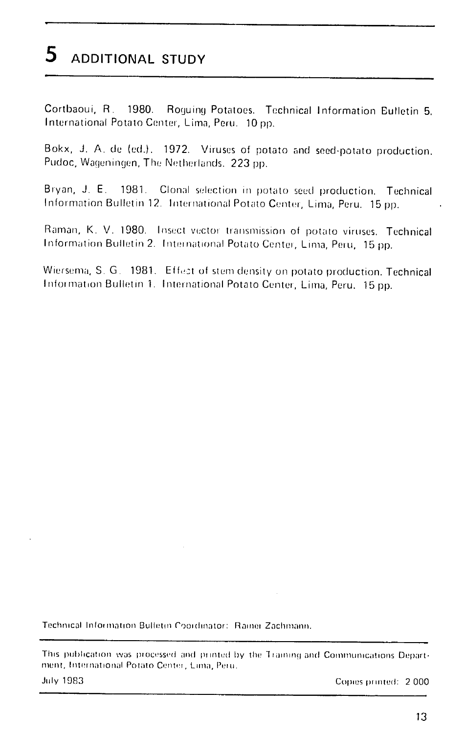# 5 ADDITIONAL STUDY

Cortbaoui, R. 1980. Roguing Potatoes. Technical Information Bulletin 5. International Potato Center, Lima, Peru. 10 pp.

Bokx, J. A. de (ed.). 1972. Viruses of potato and seed-potato production. Pudoc, Wageningen, The Netherlands. 223 pp.

Bryan, J. E. 1981. Clonal selection in potato seed production. Technical Information Bulletin 12. International Potato Center, Lima, Peru. 15 pp.

Raman, K. V. 1980. Insect vector transmission of potato viruses. Technical Information Bulletin 2. International Potato Center, Lima, Peru, 15 pp.

Wiersema, S. G. 1981. Effect of stem density on potato production. Technical Information Bulletin 1. International Potato Center, Lima, Peru. 15 pp.

Technical Information Bulletin Coordinator: Rainer Zachmann.

This publication was processed and printed by the Training and Communications Department, International Potato Center, Lima, Peru.

July 1983 Copies printed: 2 000